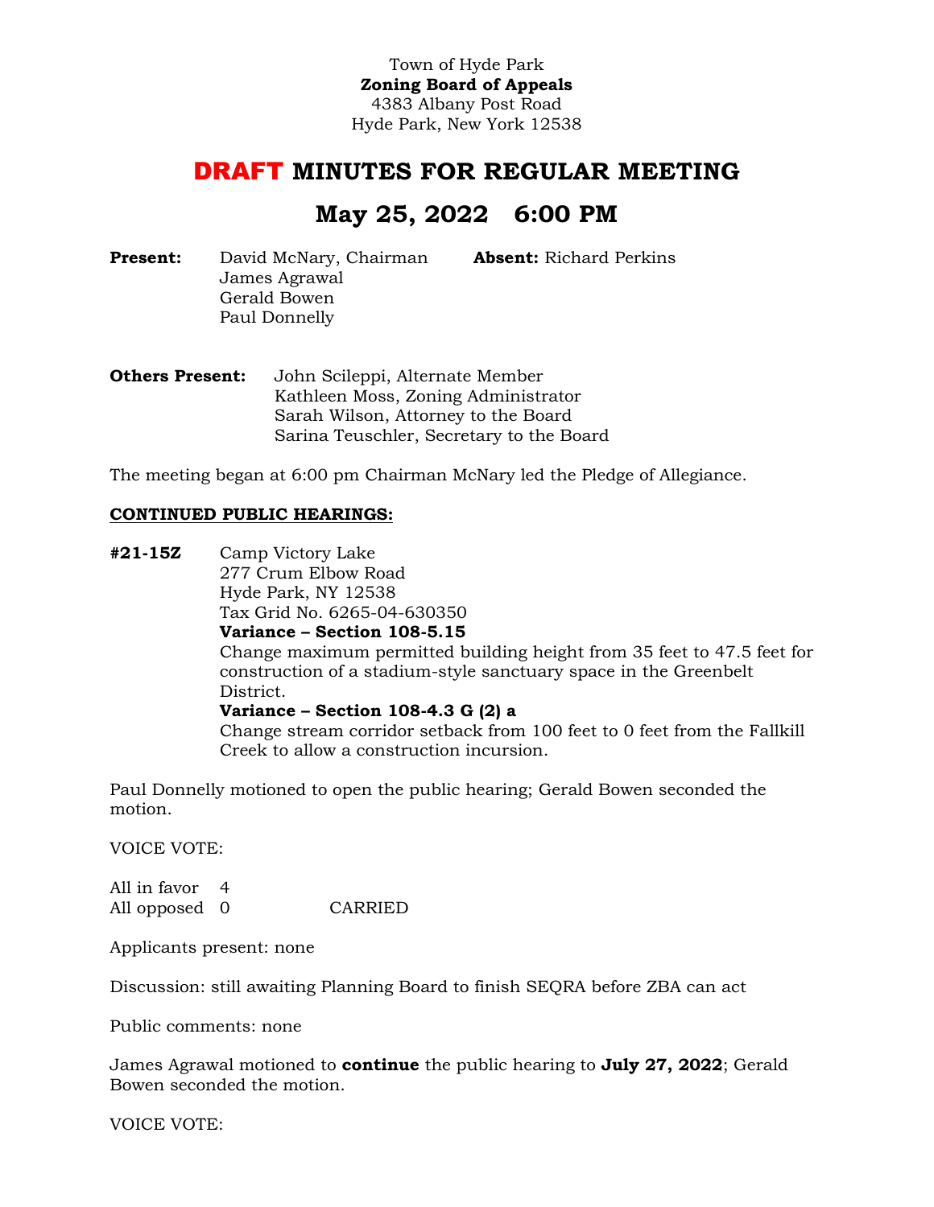Town of Hyde Park
**Zoning Board of Appeals**
4383 Albany Post Road
Hyde Park, New York 12538

# DRAFT MINUTES FOR REGULAR MEETING

# May 25, 2022 6:00 PM

**Present:** David McNary, Chairman
James Agrawal
Gerald Bowen
Paul Donnelly

**Absent:** Richard Perkins

**Others Present:** John Scileppi, Alternate Member
Kathleen Moss, Zoning Administrator
Sarah Wilson, Attorney to the Board
Sarina Teuschler, Secretary to the Board

The meeting began at 6:00 pm Chairman McNary led the Pledge of Allegiance.

**CONTINUED PUBLIC HEARINGS:**

**#21-15Z** Camp Victory Lake
277 Crum Elbow Road
Hyde Park, NY 12538
Tax Grid No. 6265-04-630350
**Variance – Section 108-5.15**
Change maximum permitted building height from 35 feet to 47.5 feet for construction of a stadium-style sanctuary space in the Greenbelt District.
**Variance – Section 108-4.3 G (2) a**
Change stream corridor setback from 100 feet to 0 feet from the Fallkill Creek to allow a construction incursion.

Paul Donnelly motioned to open the public hearing; Gerald Bowen seconded the motion.

VOICE VOTE:

All in favor 4
All opposed 0 CARRIED

Applicants present: none

Discussion: still awaiting Planning Board to finish SEQRA before ZBA can act

Public comments: none

James Agrawal motioned to **continue** the public hearing to **July 27, 2022**; Gerald Bowen seconded the motion.

VOICE VOTE: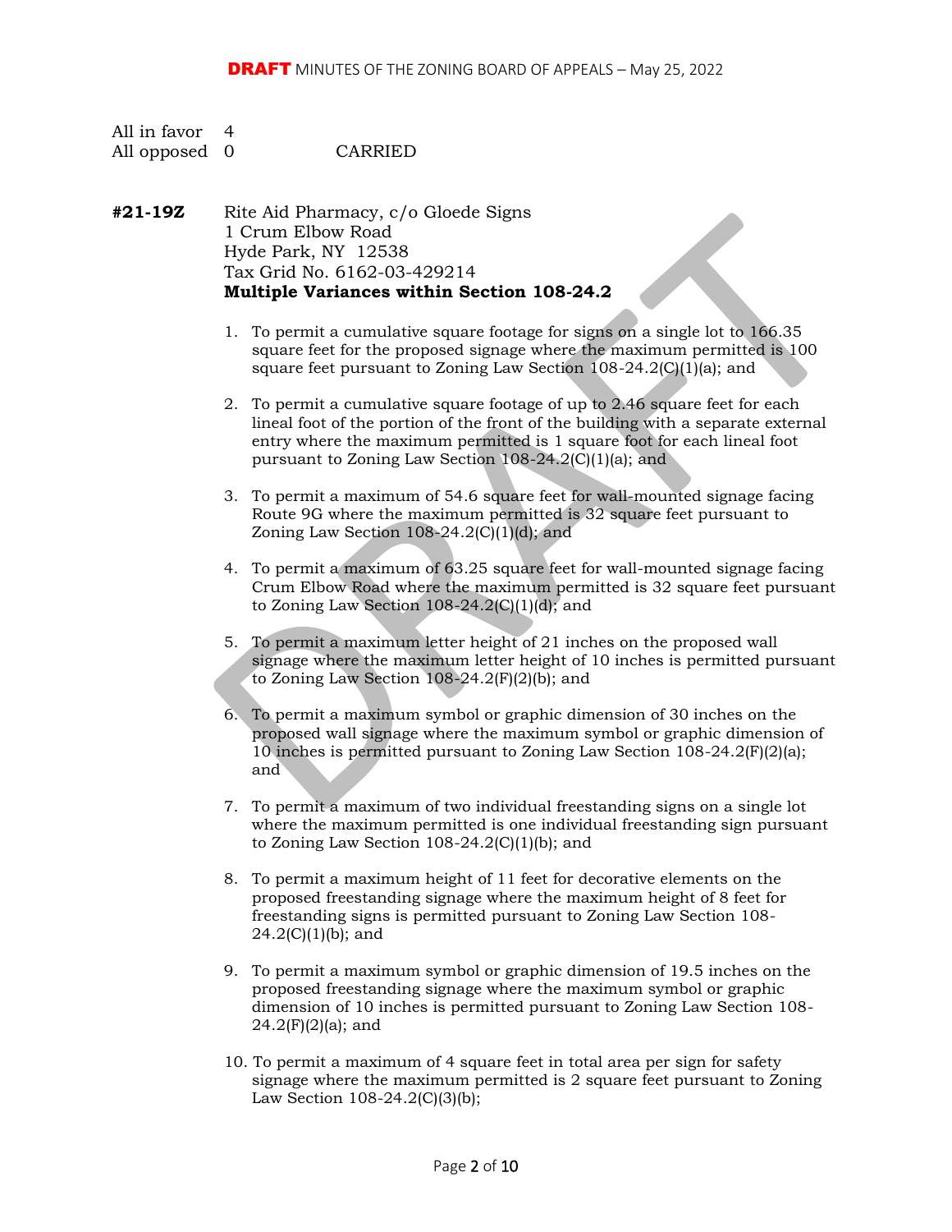All in favor 4
All opposed 0 CARRIED

**#21-19Z** Rite Aid Pharmacy, c/o Gloede Signs
1 Crum Elbow Road
Hyde Park, NY 12538
Tax Grid No. 6162-03-429214
**Multiple Variances within Section 108-24.2**

1. To permit a cumulative square footage for signs on a single lot to 166.35 square feet for the proposed signage where the maximum permitted is 100 square feet pursuant to Zoning Law Section 108-24.2(C)(1)(a); and

2. To permit a cumulative square footage of up to 2.46 square feet for each lineal foot of the portion of the front of the building with a separate external entry where the maximum permitted is 1 square foot for each lineal foot pursuant to Zoning Law Section 108-24.2(C)(1)(a); and

3. To permit a maximum of 54.6 square feet for wall-mounted signage facing Route 9G where the maximum permitted is 32 square feet pursuant to Zoning Law Section 108-24.2(C)(1)(d); and

4. To permit a maximum of 63.25 square feet for wall-mounted signage facing Crum Elbow Road where the maximum permitted is 32 square feet pursuant to Zoning Law Section 108-24.2(C)(1)(d); and

5. To permit a maximum letter height of 21 inches on the proposed wall signage where the maximum letter height of 10 inches is permitted pursuant to Zoning Law Section 108-24.2(F)(2)(b); and

6. To permit a maximum symbol or graphic dimension of 30 inches on the proposed wall signage where the maximum symbol or graphic dimension of 10 inches is permitted pursuant to Zoning Law Section 108-24.2(F)(2)(a); and

7. To permit a maximum of two individual freestanding signs on a single lot where the maximum permitted is one individual freestanding sign pursuant to Zoning Law Section 108-24.2(C)(1)(b); and

8. To permit a maximum height of 11 feet for decorative elements on the proposed freestanding signage where the maximum height of 8 feet for freestanding signs is permitted pursuant to Zoning Law Section 108-24.2(C)(1)(b); and

9. To permit a maximum symbol or graphic dimension of 19.5 inches on the proposed freestanding signage where the maximum symbol or graphic dimension of 10 inches is permitted pursuant to Zoning Law Section 108-24.2(F)(2)(a); and

10. To permit a maximum of 4 square feet in total area per sign for safety signage where the maximum permitted is 2 square feet pursuant to Zoning Law Section 108-24.2(C)(3)(b);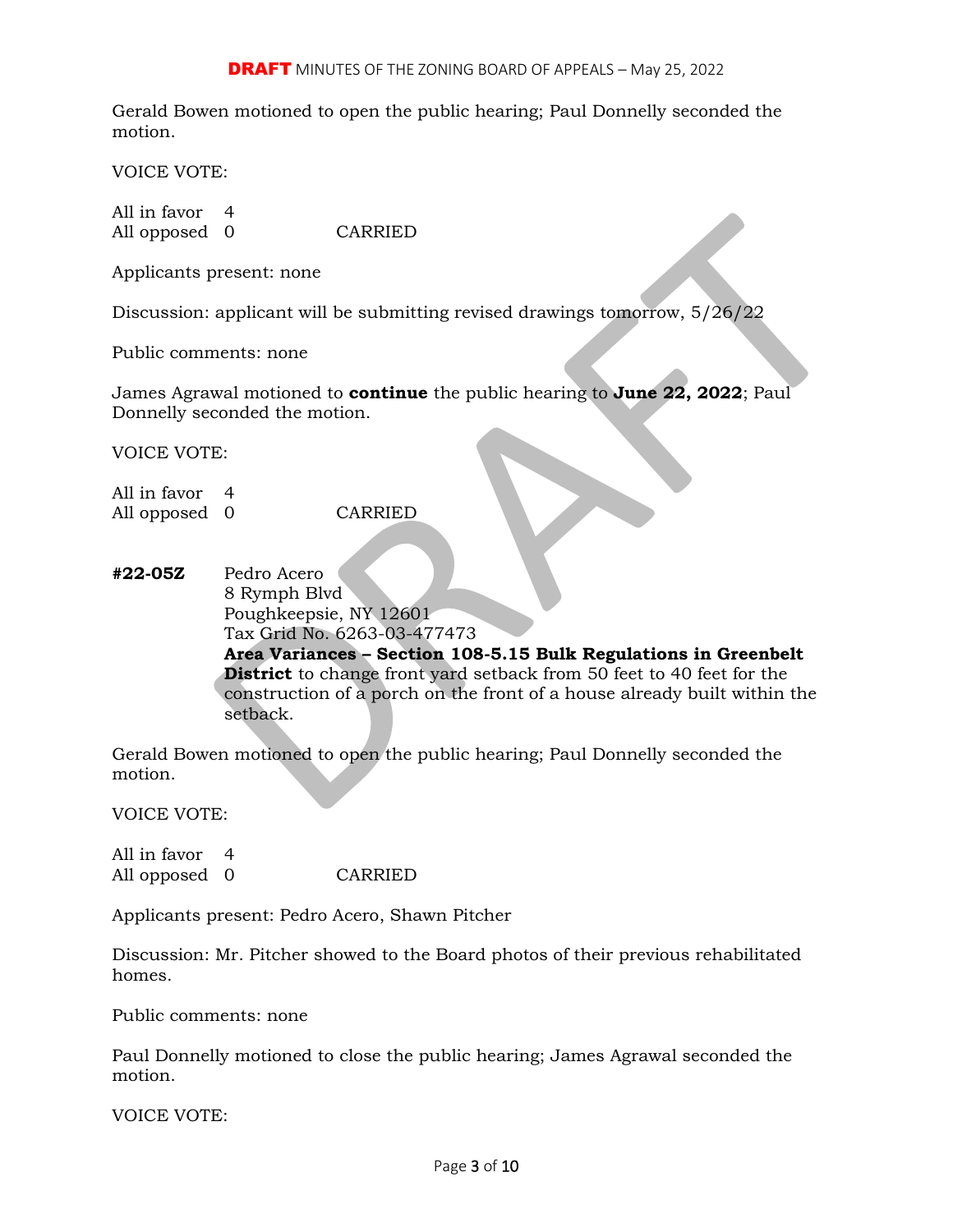Gerald Bowen motioned to open the public hearing; Paul Donnelly seconded the motion.

VOICE VOTE:

All in favor 4
All opposed 0 CARRIED

Applicants present: none

Discussion: applicant will be submitting revised drawings tomorrow, 5/26/22

Public comments: none

James Agrawal motioned to **continue** the public hearing to **June 22, 2022**; Paul Donnelly seconded the motion.

VOICE VOTE:

All in favor 4
All opposed 0 CARRIED

**#22-05Z** Pedro Acero
8 Rymph Blvd
Poughkeepsie, NY 12601
Tax Grid No. 6263-03-477473
**Area Variances – Section 108-5.15 Bulk Regulations in Greenbelt District** to change front yard setback from 50 feet to 40 feet for the construction of a porch on the front of a house already built within the setback.

Gerald Bowen motioned to open the public hearing; Paul Donnelly seconded the motion.

VOICE VOTE:

All in favor 4
All opposed 0 CARRIED

Applicants present: Pedro Acero, Shawn Pitcher

Discussion: Mr. Pitcher showed to the Board photos of their previous rehabilitated homes.

Public comments: none

Paul Donnelly motioned to close the public hearing; James Agrawal seconded the motion.

VOICE VOTE: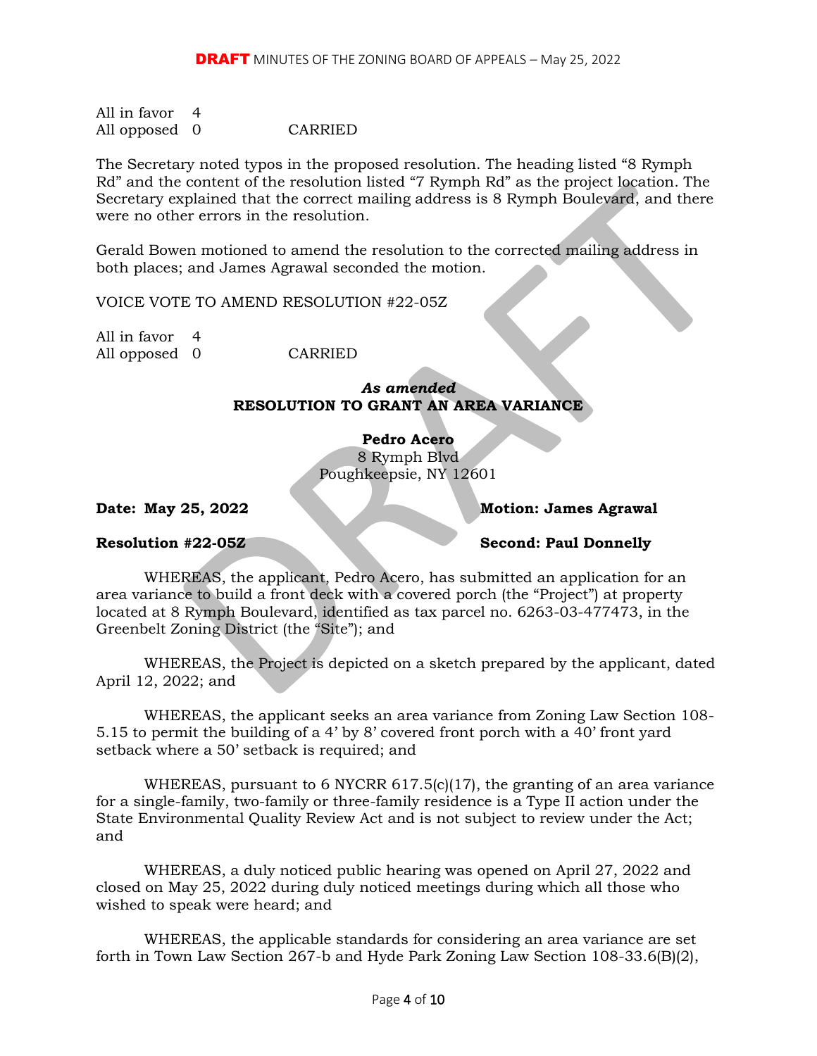All in favor 4
All opposed 0 CARRIED

The Secretary noted typos in the proposed resolution. The heading listed "8 Rymph Rd" and the content of the resolution listed "7 Rymph Rd" as the project location. The Secretary explained that the correct mailing address is 8 Rymph Boulevard, and there were no other errors in the resolution.

Gerald Bowen motioned to amend the resolution to the corrected mailing address in both places; and James Agrawal seconded the motion.

VOICE VOTE TO AMEND RESOLUTION #22-05Z

All in favor 4
All opposed 0 CARRIED

***As amended***
**RESOLUTION TO GRANT AN AREA VARIANCE**

**Pedro Acero**
8 Rymph Blvd
Poughkeepsie, NY 12601

**Date: May 25, 2022** **Motion: James Agrawal**

**Resolution #22-05Z** **Second: Paul Donnelly**

WHEREAS, the applicant, Pedro Acero, has submitted an application for an area variance to build a front deck with a covered porch (the "Project") at property located at 8 Rymph Boulevard, identified as tax parcel no. 6263-03-477473, in the Greenbelt Zoning District (the "Site"); and

WHEREAS, the Project is depicted on a sketch prepared by the applicant, dated April 12, 2022; and

WHEREAS, the applicant seeks an area variance from Zoning Law Section 108-5.15 to permit the building of a 4' by 8' covered front porch with a 40' front yard setback where a 50' setback is required; and

WHEREAS, pursuant to 6 NYCRR 617.5(c)(17), the granting of an area variance for a single-family, two-family or three-family residence is a Type II action under the State Environmental Quality Review Act and is not subject to review under the Act; and

WHEREAS, a duly noticed public hearing was opened on April 27, 2022 and closed on May 25, 2022 during duly noticed meetings during which all those who wished to speak were heard; and

WHEREAS, the applicable standards for considering an area variance are set forth in Town Law Section 267-b and Hyde Park Zoning Law Section 108-33.6(B)(2),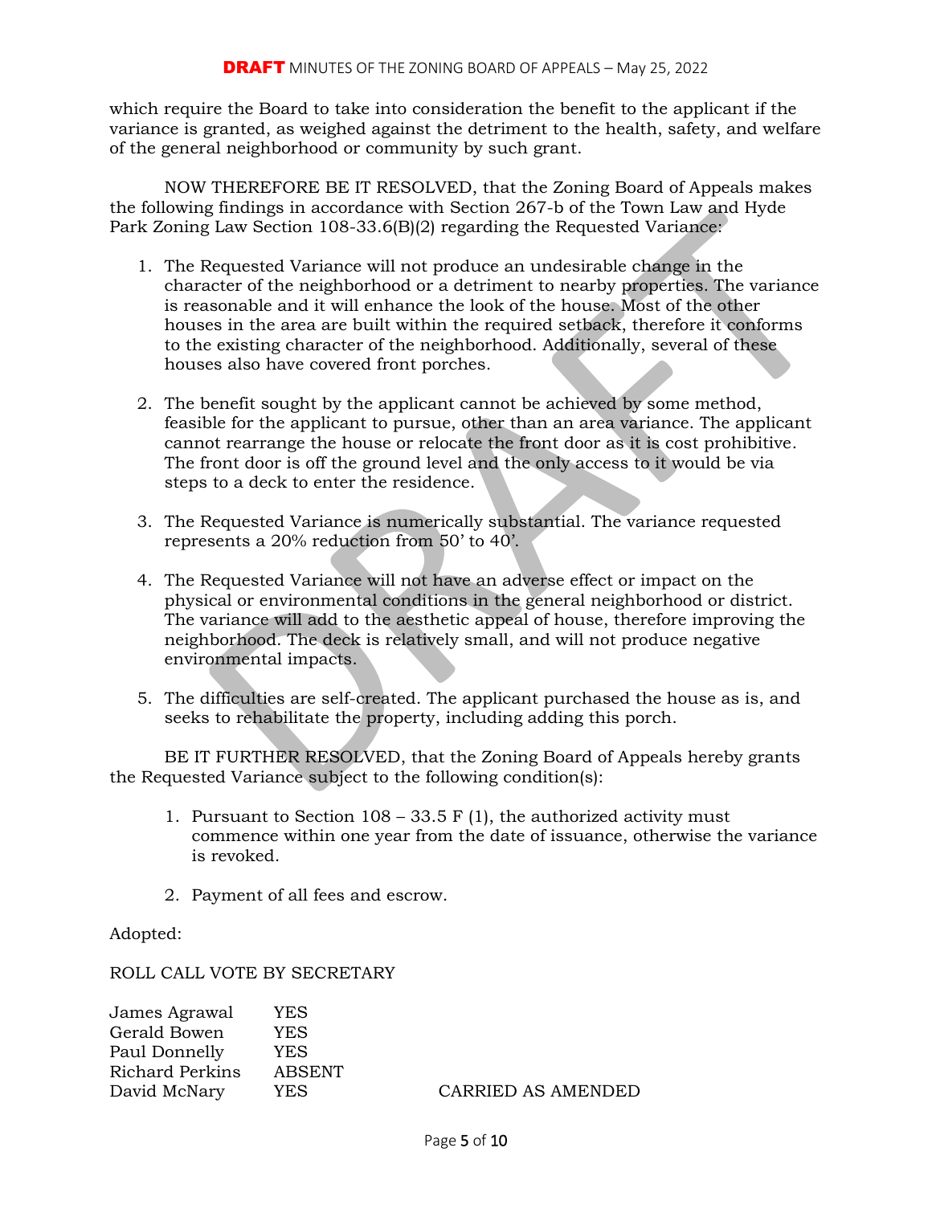which require the Board to take into consideration the benefit to the applicant if the variance is granted, as weighed against the detriment to the health, safety, and welfare of the general neighborhood or community by such grant.

NOW THEREFORE BE IT RESOLVED, that the Zoning Board of Appeals makes the following findings in accordance with Section 267-b of the Town Law and Hyde Park Zoning Law Section 108-33.6(B)(2) regarding the Requested Variance:

1. The Requested Variance will not produce an undesirable change in the character of the neighborhood or a detriment to nearby properties. The variance is reasonable and it will enhance the look of the house. Most of the other houses in the area are built within the required setback, therefore it conforms to the existing character of the neighborhood. Additionally, several of these houses also have covered front porches.

2. The benefit sought by the applicant cannot be achieved by some method, feasible for the applicant to pursue, other than an area variance. The applicant cannot rearrange the house or relocate the front door as it is cost prohibitive. The front door is off the ground level and the only access to it would be via steps to a deck to enter the residence.

3. The Requested Variance is numerically substantial. The variance requested represents a 20% reduction from 50' to 40'.

4. The Requested Variance will not have an adverse effect or impact on the physical or environmental conditions in the general neighborhood or district. The variance will add to the aesthetic appeal of house, therefore improving the neighborhood. The deck is relatively small, and will not produce negative environmental impacts.

5. The difficulties are self-created. The applicant purchased the house as is, and seeks to rehabilitate the property, including adding this porch.

BE IT FURTHER RESOLVED, that the Zoning Board of Appeals hereby grants the Requested Variance subject to the following condition(s):

1. Pursuant to Section 108 – 33.5 F (1), the authorized activity must commence within one year from the date of issuance, otherwise the variance is revoked.

2. Payment of all fees and escrow.

Adopted:

ROLL CALL VOTE BY SECRETARY

| | | |
|---|---|---|
| James Agrawal | YES | |
| Gerald Bowen | YES | |
| Paul Donnelly | YES | |
| Richard Perkins | ABSENT | |
| David McNary | YES | CARRIED AS AMENDED |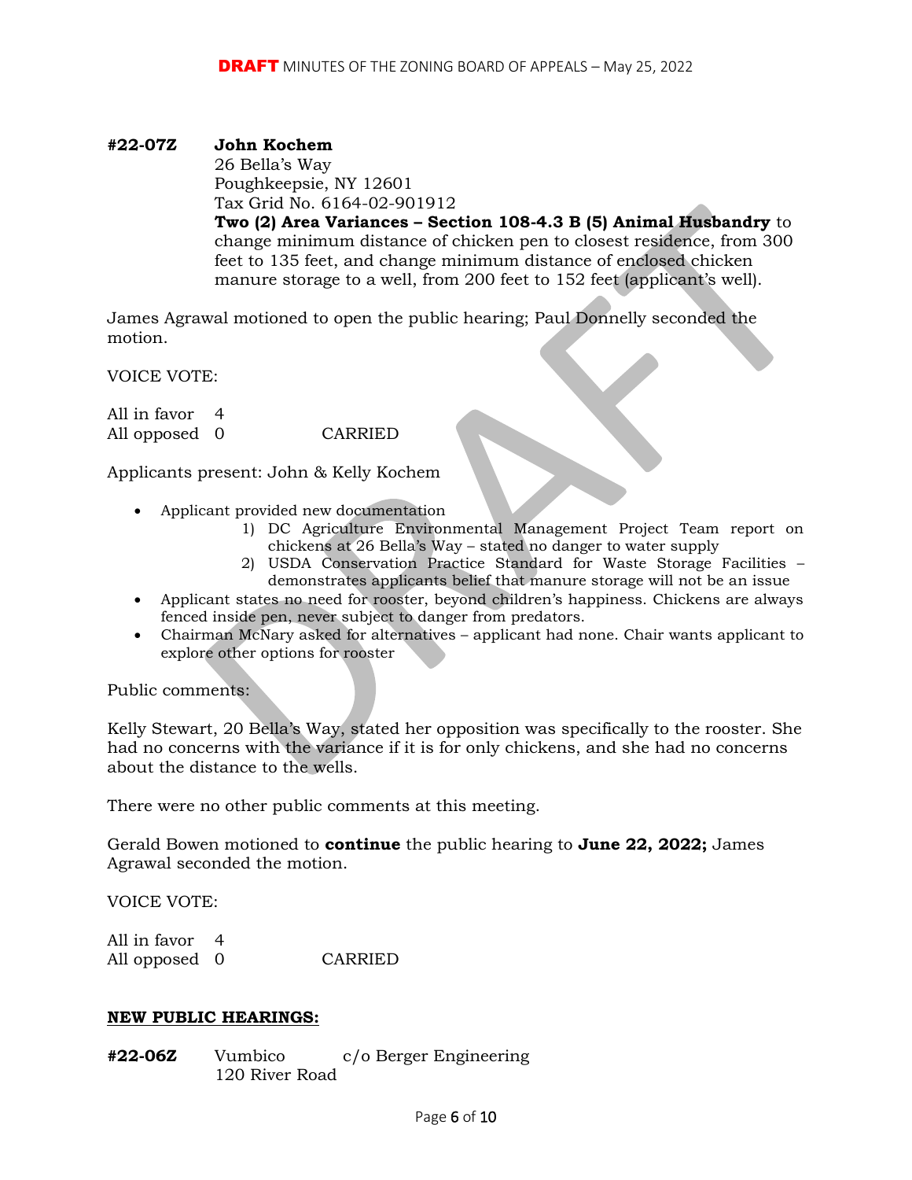**#22-07Z** **John Kochem**
26 Bella's Way
Poughkeepsie, NY 12601
Tax Grid No. 6164-02-901912
**Two (2) Area Variances – Section 108-4.3 B (5) Animal Husbandry** to change minimum distance of chicken pen to closest residence, from 300 feet to 135 feet, and change minimum distance of enclosed chicken manure storage to a well, from 200 feet to 152 feet (applicant's well).

James Agrawal motioned to open the public hearing; Paul Donnelly seconded the motion.

VOICE VOTE:

All in favor 4
All opposed 0 CARRIED

Applicants present: John & Kelly Kochem

- Applicant provided new documentation
  1) DC Agriculture Environmental Management Project Team report on chickens at 26 Bella's Way – stated no danger to water supply
  2) USDA Conservation Practice Standard for Waste Storage Facilities – demonstrates applicants belief that manure storage will not be an issue
- Applicant states no need for rooster, beyond children's happiness. Chickens are always fenced inside pen, never subject to danger from predators.
- Chairman McNary asked for alternatives – applicant had none. Chair wants applicant to explore other options for rooster

Public comments:

Kelly Stewart, 20 Bella's Way, stated her opposition was specifically to the rooster. She had no concerns with the variance if it is for only chickens, and she had no concerns about the distance to the wells.

There were no other public comments at this meeting.

Gerald Bowen motioned to **continue** the public hearing to **June 22, 2022;** James Agrawal seconded the motion.

VOICE VOTE:

All in favor 4
All opposed 0 CARRIED

**NEW PUBLIC HEARINGS:**

**#22-06Z** Vumbico c/o Berger Engineering
120 River Road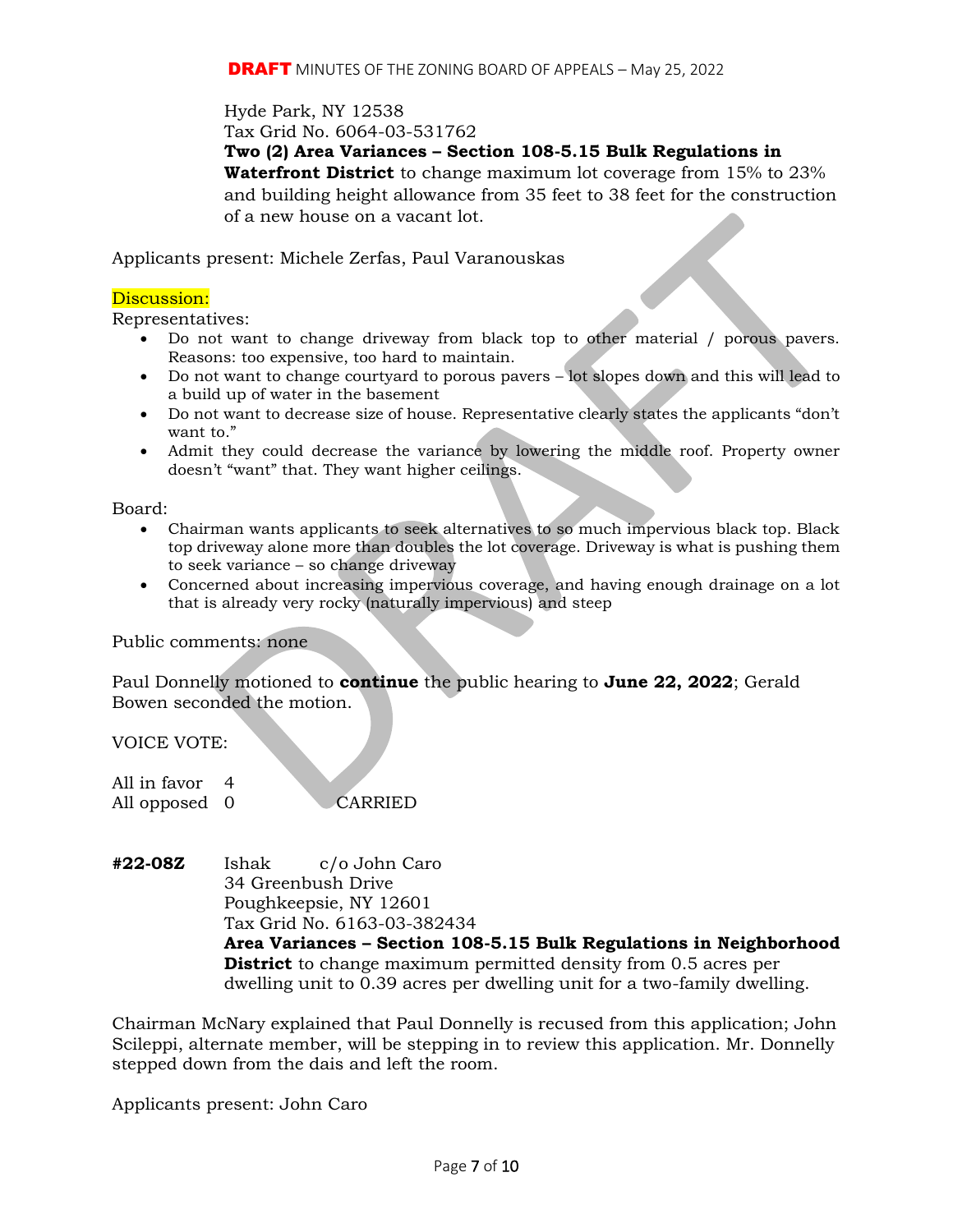Hyde Park, NY 12538
Tax Grid No. 6064-03-531762
**Two (2) Area Variances – Section 108-5.15 Bulk Regulations in Waterfront District** to change maximum lot coverage from 15% to 23% and building height allowance from 35 feet to 38 feet for the construction of a new house on a vacant lot.

Applicants present: Michele Zerfas, Paul Varanouskas

Discussion:
Representatives:

- Do not want to change driveway from black top to other material / porous pavers. Reasons: too expensive, too hard to maintain.
- Do not want to change courtyard to porous pavers – lot slopes down and this will lead to a build up of water in the basement
- Do not want to decrease size of house. Representative clearly states the applicants "don't want to."
- Admit they could decrease the variance by lowering the middle roof. Property owner doesn't "want" that. They want higher ceilings.

Board:

- Chairman wants applicants to seek alternatives to so much impervious black top. Black top driveway alone more than doubles the lot coverage. Driveway is what is pushing them to seek variance – so change driveway
- Concerned about increasing impervious coverage, and having enough drainage on a lot that is already very rocky (naturally impervious) and steep

Public comments: none

Paul Donnelly motioned to **continue** the public hearing to **June 22, 2022**; Gerald Bowen seconded the motion.

VOICE VOTE:

All in favor 4
All opposed 0 CARRIED

**#22-08Z** Ishak c/o John Caro
34 Greenbush Drive
Poughkeepsie, NY 12601
Tax Grid No. 6163-03-382434
**Area Variances – Section 108-5.15 Bulk Regulations in Neighborhood District** to change maximum permitted density from 0.5 acres per dwelling unit to 0.39 acres per dwelling unit for a two-family dwelling.

Chairman McNary explained that Paul Donnelly is recused from this application; John Scileppi, alternate member, will be stepping in to review this application. Mr. Donnelly stepped down from the dais and left the room.

Applicants present: John Caro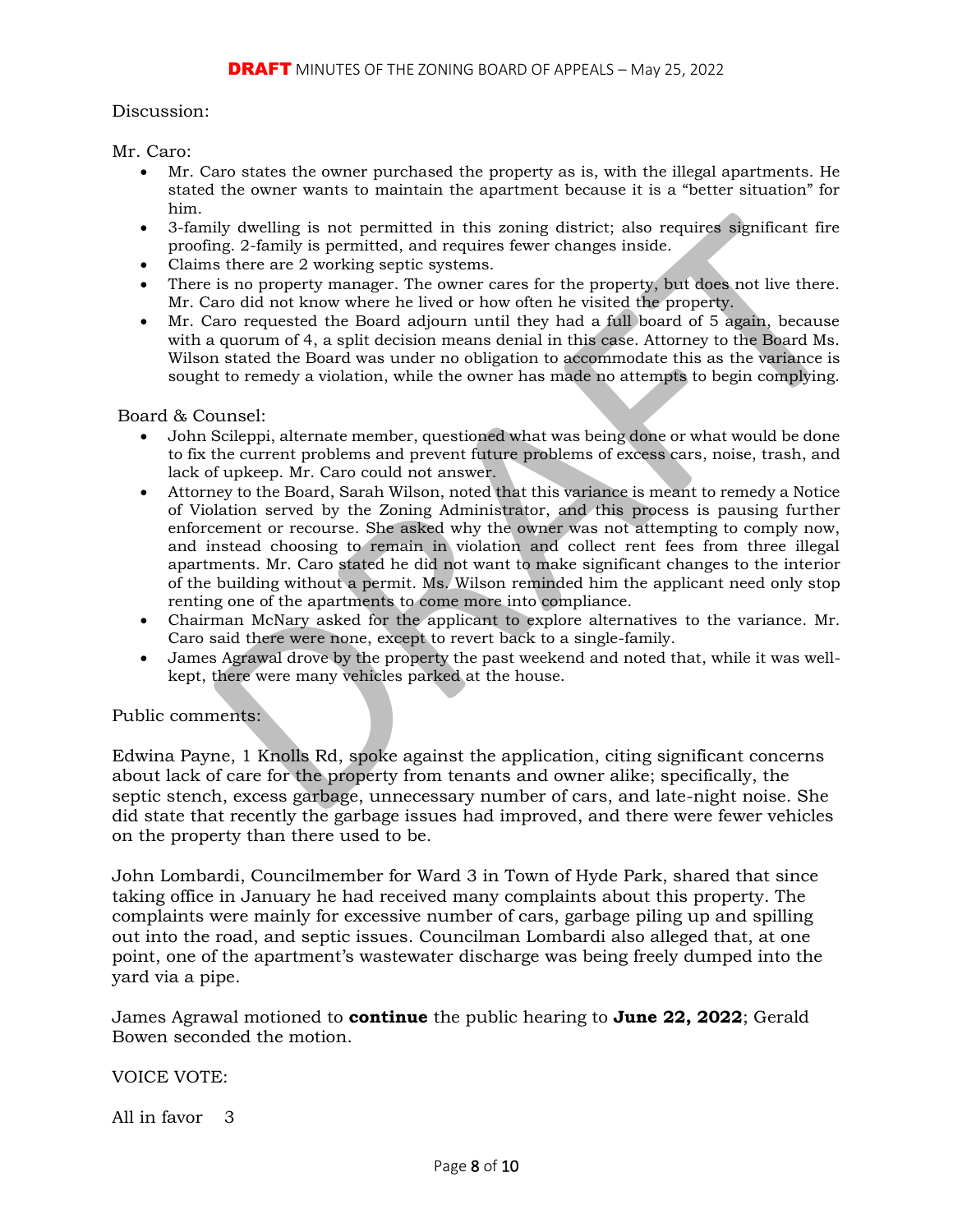Discussion:

Mr. Caro:

- Mr. Caro states the owner purchased the property as is, with the illegal apartments. He stated the owner wants to maintain the apartment because it is a "better situation" for him.
- 3-family dwelling is not permitted in this zoning district; also requires significant fire proofing. 2-family is permitted, and requires fewer changes inside.
- Claims there are 2 working septic systems.
- There is no property manager. The owner cares for the property, but does not live there. Mr. Caro did not know where he lived or how often he visited the property.
- Mr. Caro requested the Board adjourn until they had a full board of 5 again, because with a quorum of 4, a split decision means denial in this case. Attorney to the Board Ms. Wilson stated the Board was under no obligation to accommodate this as the variance is sought to remedy a violation, while the owner has made no attempts to begin complying.

Board & Counsel:

- John Scileppi, alternate member, questioned what was being done or what would be done to fix the current problems and prevent future problems of excess cars, noise, trash, and lack of upkeep. Mr. Caro could not answer.
- Attorney to the Board, Sarah Wilson, noted that this variance is meant to remedy a Notice of Violation served by the Zoning Administrator, and this process is pausing further enforcement or recourse. She asked why the owner was not attempting to comply now, and instead choosing to remain in violation and collect rent fees from three illegal apartments. Mr. Caro stated he did not want to make significant changes to the interior of the building without a permit. Ms. Wilson reminded him the applicant need only stop renting one of the apartments to come more into compliance.
- Chairman McNary asked for the applicant to explore alternatives to the variance. Mr. Caro said there were none, except to revert back to a single-family.
- James Agrawal drove by the property the past weekend and noted that, while it was well-kept, there were many vehicles parked at the house.

Public comments:

Edwina Payne, 1 Knolls Rd, spoke against the application, citing significant concerns about lack of care for the property from tenants and owner alike; specifically, the septic stench, excess garbage, unnecessary number of cars, and late-night noise. She did state that recently the garbage issues had improved, and there were fewer vehicles on the property than there used to be.

John Lombardi, Councilmember for Ward 3 in Town of Hyde Park, shared that since taking office in January he had received many complaints about this property. The complaints were mainly for excessive number of cars, garbage piling up and spilling out into the road, and septic issues. Councilman Lombardi also alleged that, at one point, one of the apartment's wastewater discharge was being freely dumped into the yard via a pipe.

James Agrawal motioned to **continue** the public hearing to **June 22, 2022**; Gerald Bowen seconded the motion.

VOICE VOTE:

All in favor 3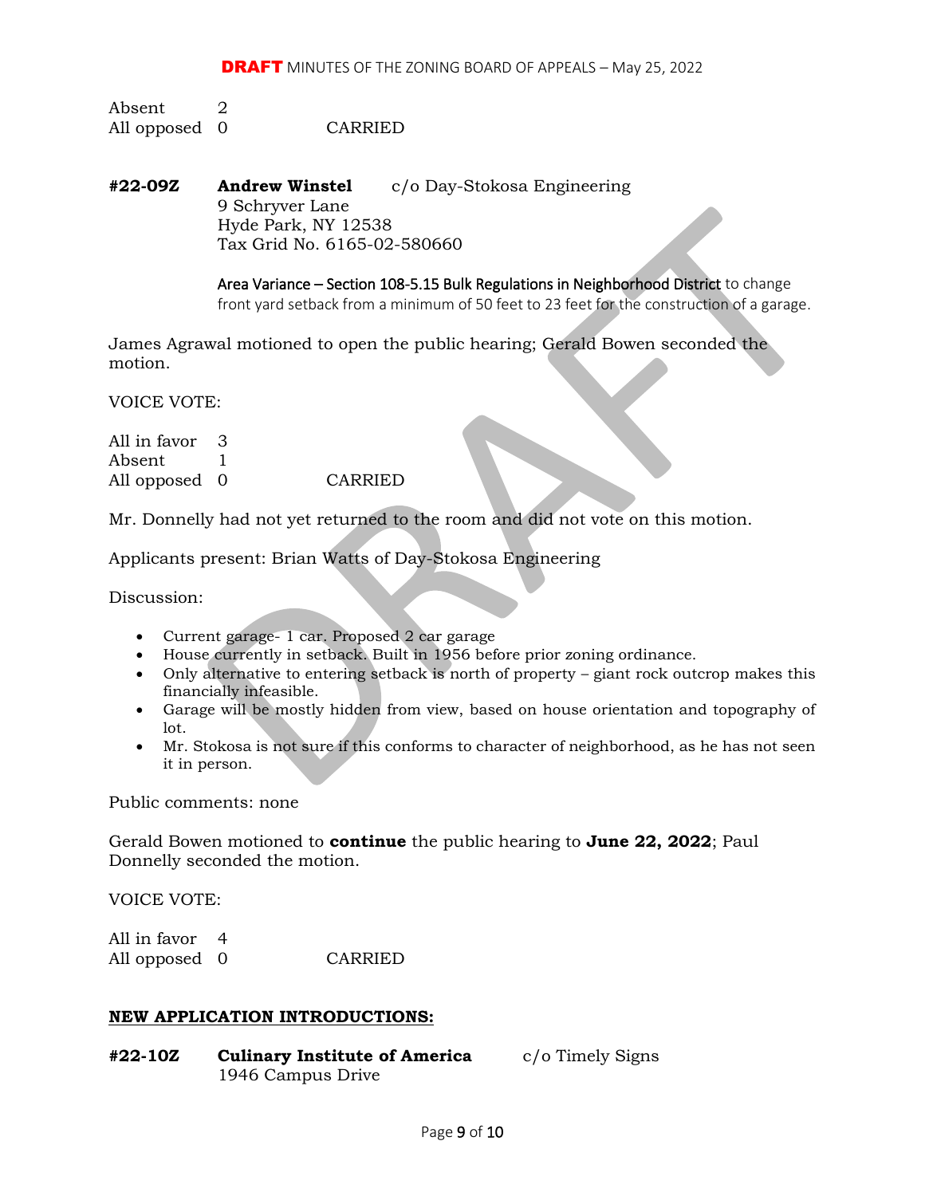Absent 2
All opposed 0 CARRIED

**#22-09Z** **Andrew Winstel** c/o Day-Stokosa Engineering
9 Schryver Lane
Hyde Park, NY 12538
Tax Grid No. 6165-02-580660

Area Variance – Section 108-5.15 Bulk Regulations in Neighborhood District to change front yard setback from a minimum of 50 feet to 23 feet for the construction of a garage.

James Agrawal motioned to open the public hearing; Gerald Bowen seconded the motion.

VOICE VOTE:

All in favor 3
Absent 1
All opposed 0 CARRIED

Mr. Donnelly had not yet returned to the room and did not vote on this motion.

Applicants present: Brian Watts of Day-Stokosa Engineering

Discussion:

- Current garage- 1 car. Proposed 2 car garage
- House currently in setback. Built in 1956 before prior zoning ordinance.
- Only alternative to entering setback is north of property – giant rock outcrop makes this financially infeasible.
- Garage will be mostly hidden from view, based on house orientation and topography of lot.
- Mr. Stokosa is not sure if this conforms to character of neighborhood, as he has not seen it in person.

Public comments: none

Gerald Bowen motioned to **continue** the public hearing to **June 22, 2022**; Paul Donnelly seconded the motion.

VOICE VOTE:

All in favor 4
All opposed 0 CARRIED

## NEW APPLICATION INTRODUCTIONS:

**#22-10Z** **Culinary Institute of America** c/o Timely Signs
1946 Campus Drive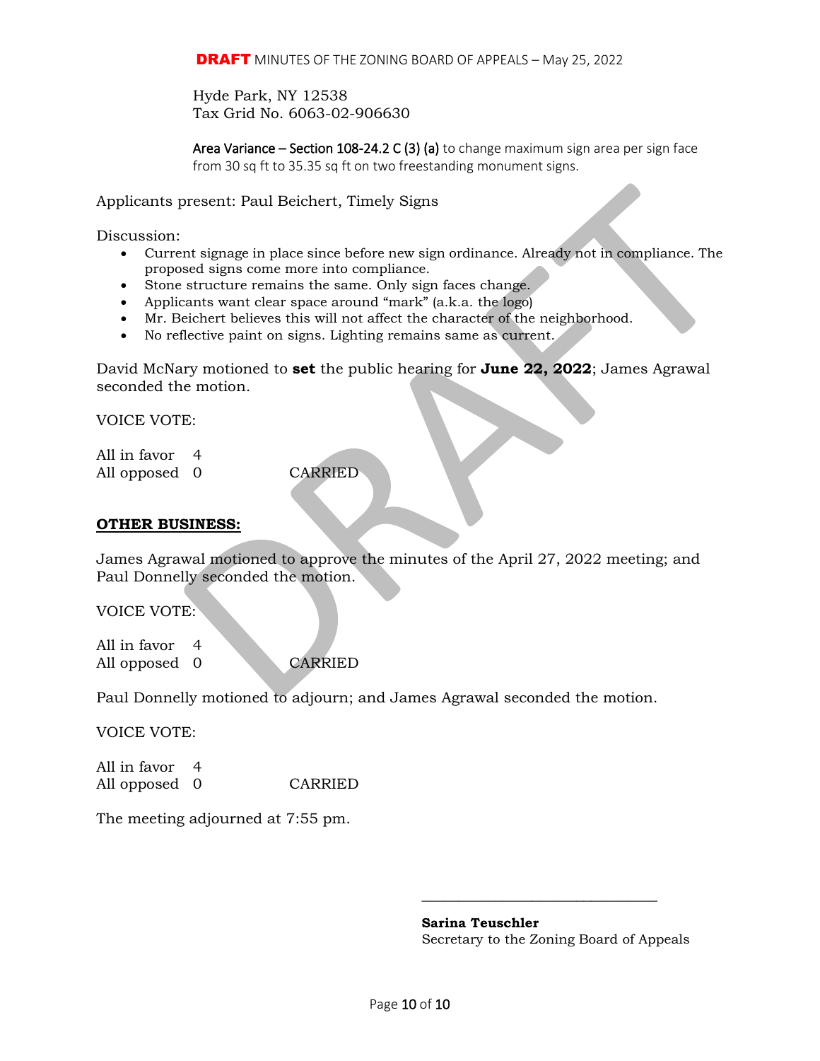Hyde Park, NY 12538
Tax Grid No. 6063-02-906630

Area Variance – Section 108-24.2 C (3) (a) to change maximum sign area per sign face from 30 sq ft to 35.35 sq ft on two freestanding monument signs.

Applicants present: Paul Beichert, Timely Signs

Discussion:

- Current signage in place since before new sign ordinance. Already not in compliance. The proposed signs come more into compliance.
- Stone structure remains the same. Only sign faces change.
- Applicants want clear space around "mark" (a.k.a. the logo)
- Mr. Beichert believes this will not affect the character of the neighborhood.
- No reflective paint on signs. Lighting remains same as current.

David McNary motioned to **set** the public hearing for **June 22, 2022**; James Agrawal seconded the motion.

VOICE VOTE:

All in favor 4
All opposed 0 CARRIED

**OTHER BUSINESS:**

James Agrawal motioned to approve the minutes of the April 27, 2022 meeting; and Paul Donnelly seconded the motion.

VOICE VOTE:

All in favor 4
All opposed 0 CARRIED

Paul Donnelly motioned to adjourn; and James Agrawal seconded the motion.

VOICE VOTE:

All in favor 4
All opposed 0 CARRIED

The meeting adjourned at 7:55 pm.

\_\_\_\_\_\_\_\_\_\_\_\_\_\_\_\_\_\_\_\_\_\_\_\_\_\_\_\_\_\_\_\_

**Sarina Teuschler**
Secretary to the Zoning Board of Appeals